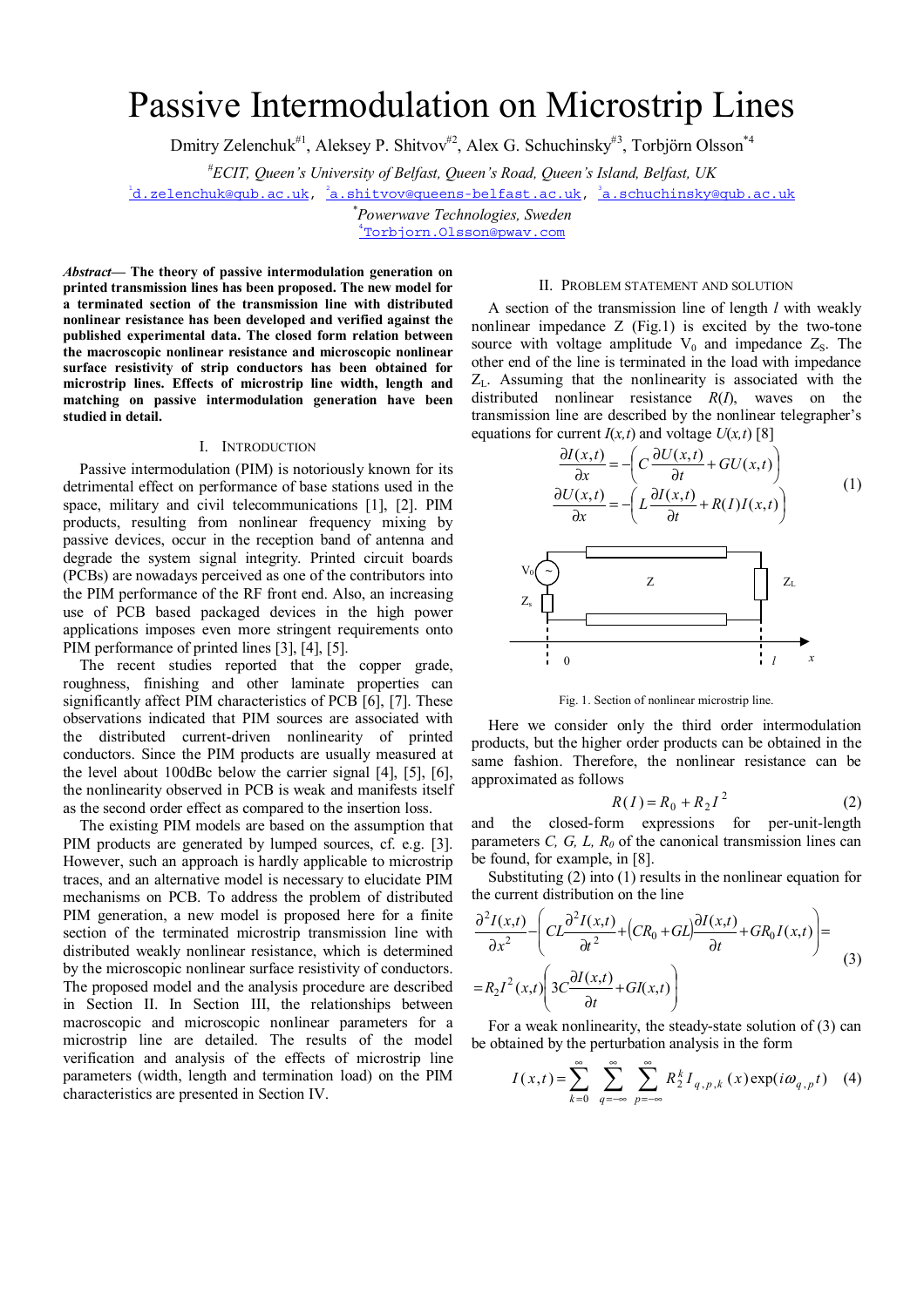# Passive Intermodulation on Microstrip Lines

Dmitry Zelenchuk[#1], Aleksey P. Shitvov[#2], Alex G. Schuchinsky[#3], Torbjörn Olsson[*4]

[#]*ECIT, Queen's University of Belfast, Queen's Road, Queen's Island, Belfast, UK*

[1]d.zelenchuk@qub.ac.uk, [2]a.shitvov@queens-belfast.ac.uk, [3]a.schuchinsky@qub.ac.uk

[*]*Powerwave Technologies, Sweden*

[4]Torbjorn.Olsson@pwav.com

***Abstract*— The theory of passive intermodulation generation on printed transmission lines has been proposed. The new model for a terminated section of the transmission line with distributed nonlinear resistance has been developed and verified against the published experimental data. The closed form relation between the macroscopic nonlinear resistance and microscopic nonlinear surface resistivity of strip conductors has been obtained for microstrip lines. Effects of microstrip line width, length and matching on passive intermodulation generation have been studied in detail.**

## I. Introduction

Passive intermodulation (PIM) is notoriously known for its detrimental effect on performance of base stations used in the space, military and civil telecommunications [1], [2]. PIM products, resulting from nonlinear frequency mixing by passive devices, occur in the reception band of antenna and degrade the system signal integrity. Printed circuit boards (PCBs) are nowadays perceived as one of the contributors into the PIM performance of the RF front end. Also, an increasing use of PCB based packaged devices in the high power applications imposes even more stringent requirements onto PIM performance of printed lines [3], [4], [5].

The recent studies reported that the copper grade, roughness, finishing and other laminate properties can significantly affect PIM characteristics of PCB [6], [7]. These observations indicated that PIM sources are associated with the distributed current-driven nonlinearity of printed conductors. Since the PIM products are usually measured at the level about 100dBc below the carrier signal [4], [5], [6], the nonlinearity observed in PCB is weak and manifests itself as the second order effect as compared to the insertion loss.

The existing PIM models are based on the assumption that PIM products are generated by lumped sources, cf. e.g. [3]. However, such an approach is hardly applicable to microstrip traces, and an alternative model is necessary to elucidate PIM mechanisms on PCB. To address the problem of distributed PIM generation, a new model is proposed here for a finite section of the terminated microstrip transmission line with distributed weakly nonlinear resistance, which is determined by the microscopic nonlinear surface resistivity of conductors. The proposed model and the analysis procedure are described in Section II. In Section III, the relationships between macroscopic and microscopic nonlinear parameters for a microstrip line are detailed. The results of the model verification and analysis of the effects of microstrip line parameters (width, length and termination load) on the PIM characteristics are presented in Section IV.

## II. Problem Statement and Solution

A section of the transmission line of length $l$ with weakly nonlinear impedance Z (Fig.1) is excited by the two-tone source with voltage amplitude $V_0$ and impedance $Z_S$. The other end of the line is terminated in the load with impedance $Z_L$. Assuming that the nonlinearity is associated with the distributed nonlinear resistance $R(I)$, waves on the transmission line are described by the nonlinear telegrapher's equations for current $I(x,t)$ and voltage $U(x,t)$ [8]

$$
\begin{aligned}
\frac{\partial I(x,t)}{\partial x} &= -\left( C\frac{\partial U(x,t)}{\partial t} + GU(x,t) \right) \\
\frac{\partial U(x,t)}{\partial x} &= -\left( L\frac{\partial I(x,t)}{\partial t} + R(I)I(x,t) \right)
\end{aligned}
\tag{1}
$$

$V_0$

$Z_s$

Z

$Z_L$

0

$l$

$x$

Fig. 1. Section of nonlinear microstrip line.

Here we consider only the third order intermodulation products, but the higher order products can be obtained in the same fashion. Therefore, the nonlinear resistance can be approximated as follows

$$
R(I) = R_0 + R_2 I^2 \tag{2}
$$

and the closed-form expressions for per-unit-length parameters $C, G, L, R_0$ of the canonical transmission lines can be found, for example, in [8].

Substituting (2) into (1) results in the nonlinear equation for the current distribution on the line

$$
\begin{aligned}
&\frac{\partial^2 I(x,t)}{\partial x^2} - \left( CL\frac{\partial^2 I(x,t)}{\partial t^2} + \left(CR_0 + GL\right)\frac{\partial I(x,t)}{\partial t} + GR_0 I(x,t) \right) = \\
&= R_2 I^2(x,t)\left( 3C\frac{\partial I(x,t)}{\partial t} + GI(x,t) \right)
\end{aligned}
\tag{3}
$$

For a weak nonlinearity, the steady-state solution of (3) can be obtained by the perturbation analysis in the form

$$
I(x,t) = \sum_{k=0}^{\infty} \sum_{q=-\infty}^{\infty} \sum_{p=-\infty}^{\infty} R_2^k I_{q,p,k}(x) \exp(i\omega_{q,p} t) \tag{4}
$$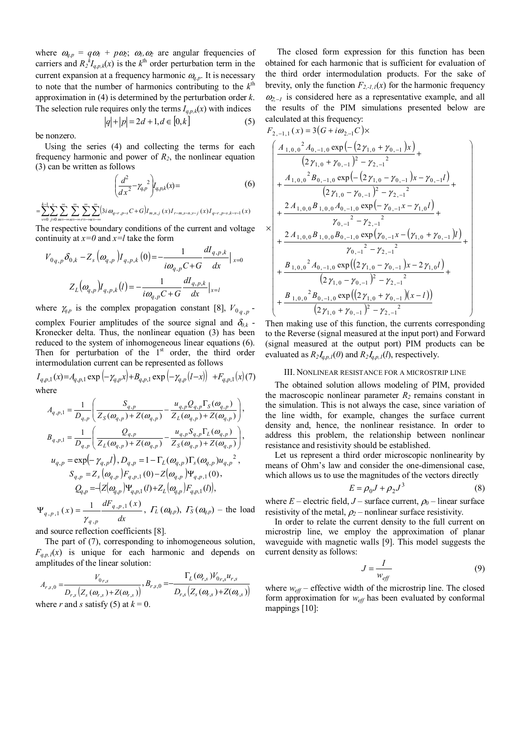where $\omega_{q,p} = q\omega_1 + p\omega_2$; $\omega_1,\omega_2$ are angular frequencies of carriers and $R_2^{\,k}I_{q,p,k}(x)$ is the $k^{\text{th}}$ order perturbation term in the current expansion at a frequency harmonic $\omega_{q,p}$. It is necessary to note that the number of harmonics contributing to the $k^{\text{th}}$ approximation in (4) is determined by the perturbation order $k$. The selection rule requires only the terms $I_{q,p,k}(x)$ with indices

$$|q|+|p| = 2d+1, d \in [0,k] \tag{5}$$

be nonzero.

Using the series (4) and collecting the terms for each frequency harmonic and power of $R_2$, the nonlinear equation (3) can be written as follows

$$\left(\frac{d^2}{dx^2}-\gamma_{q,p}^{\;2}\right)I_{q,p,k}(x)= \tag{6}$$

$$=\sum_{v=0}^{k-1}\sum_{j=0}^{v}\sum_{m=-\infty}^{\infty}\sum_{n=-\infty}^{\infty}\sum_{r=-\infty}^{\infty}\sum_{s=-\infty}^{\infty}\left(3i\,\omega_{q-r,p-s}C+G\right)I_{m,n,j}(x)I_{r-m,s-n,v-j}(x)I_{q-r,p-s,k-v-1}(x)$$

The respective boundary conditions of the current and voltage continuity at $x=0$ and $x=l$ take the form

$$V_{0\,q,p}\delta_{0,k} - Z_s\left(\omega_{q,p}\right)I_{q,p,k}(0) = -\frac{1}{i\omega_{q,p}C+G}\frac{dI_{q,p,k}}{dx}\Big|_{x=0}$$

$$Z_L\left(\omega_{q,p}\right)I_{q,p,k}(l) = -\frac{1}{i\omega_{q,p}C+G}\frac{dI_{q,p,k}}{dx}\Big|_{x=l}$$

where $\gamma_{q,p}$ is the complex propagation constant [8], $V_{0\,q,p}$ - complex Fourier amplitudes of the source signal and $\delta_{0,k}$ - Kronecker delta. Thus, the nonlinear equation (3) has been reduced to the system of inhomogeneous linear equations (6). Then for perturbation of the 1st order, the third order intermodulation current can be represented as follows

$$I_{q,p,1}(x)=A_{q,p,1}\exp\left(-\gamma_{q,p}x\right)+B_{q,p,1}\exp\left(-\gamma_{q,p}(l-x)\right)\;+F_{q,p,1}(x) \tag{7}$$

where

$$A_{q,p,1} = \frac{1}{D_{q,p}}\left(\frac{S_{q,p}}{Z_S(\omega_{q,p})+Z(\omega_{q,p})} - \frac{u_{q,p}Q_{q,p}\Gamma_S(\omega_{q,p})}{Z_L(\omega_{q,p})+Z(\omega_{q,p})}\right),$$

$$B_{q,p,1} = \frac{1}{D_{q,p}}\left(\frac{Q_{q,p}}{Z_L(\omega_{q,p})+Z(\omega_{q,p})} - \frac{u_{q,p}S_{q,p}\Gamma_L(\omega_{q,p})}{Z_S(\omega_{q,p})+Z(\omega_{q,p})}\right),$$

$$u_{q,p} = \exp\left(-\gamma_{q,p}l\right), D_{q,p} = 1-\Gamma_L(\omega_{q,p})\Gamma_s(\omega_{q,p})u_{q,p}^{\;2},$$

$$S_{q,p} = Z_s\left(\omega_{q,p}\right)F_{q,p,1}(0) - Z\left(\omega_{q,p}\right)\Psi_{q,p,1}(0),$$

$$Q_{q,p} = -\left(Z\left(\omega_{q,p}\right)\Psi_{q,p,1}(l)+Z_L\left(\omega_{q,p}\right)F_{q,p,1}(l)\right),$$

$\Psi_{q,p,1}(x) = \dfrac{1}{\gamma_{q,p}}\dfrac{dF_{q,p,1}(x)}{dx}$, $\Gamma_L(\omega_{q,p})$, $\Gamma_S(\omega_{q,p})$ – the load and source reflection coefficients [8].

The part of (7), corresponding to inhomogeneous solution, $F_{q,p,1}(x)$ is unique for each harmonic and depends on amplitudes of the linear solution:

$$A_{r,s,0} = \frac{V_{0\,r,s}}{D_{r,s}\left(Z_s(\omega_{r,s})+Z(\omega_{r,s})\right)}, B_{r,s,0} = -\frac{\Gamma_L(\omega_{r,s})V_{0\,r,s}u_{r,s}}{D_{r,s}\left(Z_s(\omega_{r,s})+Z(\omega_{r,s})\right)}$$

where $r$ and $s$ satisfy (5) at $k = 0$.

The closed form expression for this function has been obtained for each harmonic that is sufficient for evaluation of the third order intermodulation products. For the sake of brevity, only the function $F_{2,-1,1}(x)$ for the harmonic frequency $\omega_{2,-1}$ is considered here as a representative example, and all the results of the PIM simulations presented below are calculated at this frequency:

$$F_{2,-1,1}(x) = 3\left(G+i\omega_{2,-1}C\right)\times$$

$$\times\left(\begin{aligned}
&\frac{A_{1,0,0}^{\;2}A_{0,-1,0}\exp\left(-\left(2\gamma_{1,0}+\gamma_{0,-1}\right)x\right)}{\left(2\gamma_{1,0}+\gamma_{0,-1}\right)^2-\gamma_{2,-1}^{\;2}}+\\
&+\frac{A_{1,0,0}^{\;2}B_{0,-1,0}\exp\left(-\left(2\gamma_{1,0}-\gamma_{0,-1}\right)x-\gamma_{0,-1}l\right)}{\left(2\gamma_{1,0}-\gamma_{0,-1}\right)^2-\gamma_{2,-1}^{\;2}}+\\
&+\frac{2A_{1,0,0}B_{1,0,0}A_{0,-1,0}\exp\left(-\gamma_{0,-1}x-\gamma_{1,0}l\right)}{\gamma_{0,-1}^{\;2}-\gamma_{2,-1}^{\;2}}+\\
&+\frac{2A_{1,0,0}B_{1,0,0}B_{0,-1,0}\exp\left(\gamma_{0,-1}x-\left(\gamma_{1,0}+\gamma_{0,-1}\right)l\right)}{\gamma_{0,-1}^{\;2}-\gamma_{2,-1}^{\;2}}+\\
&+\frac{B_{1,0,0}^{\;2}A_{0,-1,0}\exp\left(\left(2\gamma_{1,0}-\gamma_{0,-1}\right)x-2\gamma_{1,0}l\right)}{\left(2\gamma_{1,0}-\gamma_{0,-1}\right)^2-\gamma_{2,-1}^{\;2}}+\\
&+\frac{B_{1,0,0}^{\;2}B_{0,-1,0}\exp\left(\left(2\gamma_{1,0}+\gamma_{0,-1}\right)(x-l)\right)}{\left(2\gamma_{1,0}+\gamma_{0,-1}\right)^2-\gamma_{2,-1}^{\;2}}
\end{aligned}\right)$$

Then making use of this function, the currents corresponding to the Reverse (signal measured at the input port) and Forward (signal measured at the output port) PIM products can be evaluated as $R_2I_{q,p,1}(0)$ and $R_2I_{q,p,1}(l)$, respectively.

## III. Nonlinear resistance for a microstrip line

The obtained solution allows modeling of PIM, provided the macroscopic nonlinear parameter $R_2$ remains constant in the simulation. This is not always the case, since variation of the line width, for example, changes the surface current density and, hence, the nonlinear resistance. In order to address this problem, the relationship between nonlinear resistance and resistivity should be established.

Let us represent a third order microscopic nonlinearity by means of Ohm's law and consider the one-dimensional case, which allows us to use the magnitudes of the vectors directly

$$E = \rho_0 J + \rho_2 J^3 \tag{8}$$

where $E$ – electric field, $J$ – surface current, $\rho_0$ – linear surface resistivity of the metal, $\rho_2$ – nonlinear surface resistivity.

In order to relate the current density to the full current on microstrip line, we employ the approximation of planar waveguide with magnetic walls [9]. This model suggests the current density as follows:

$$J = \frac{I}{w_{eff}} \tag{9}$$

where $w_{eff}$ – effective width of the microstrip line. The closed form approximation for $w_{eff}$ has been evaluated by conformal mappings [10]: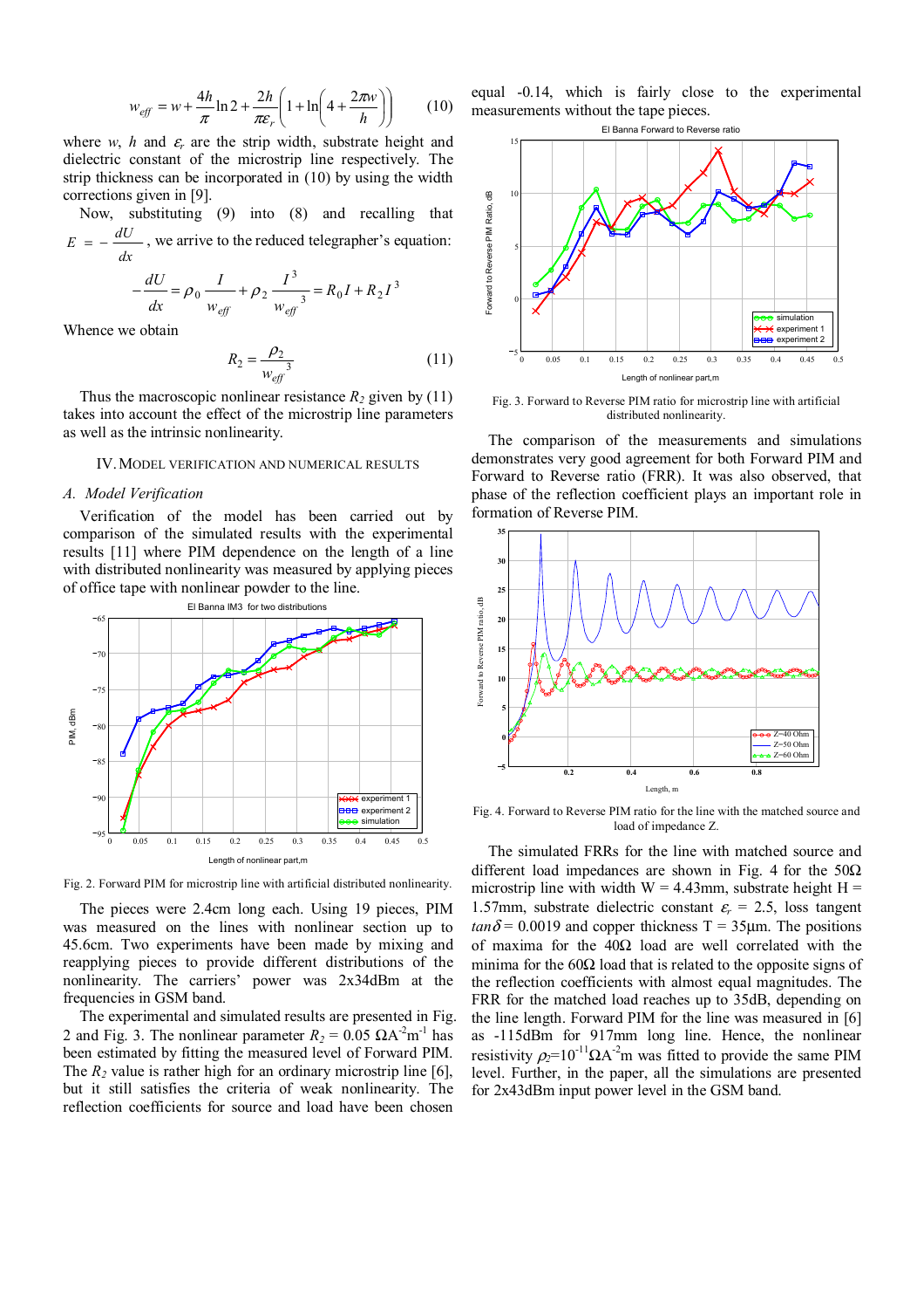$$w_{eff} = w + \frac{4h}{\pi}\ln 2 + \frac{2h}{\pi\varepsilon_r}\left(1 + \ln\left(4 + \frac{2\pi w}{h}\right)\right) \qquad (10)$$

where $w$, $h$ and $\varepsilon_r$ are the strip width, substrate height and dielectric constant of the microstrip line respectively. The strip thickness can be incorporated in (10) by using the width corrections given in [9].

Now, substituting (9) into (8) and recalling that $E = -\frac{dU}{dx}$, we arrive to the reduced telegrapher's equation:

$$-\frac{dU}{dx} = \rho_0 \frac{I}{w_{eff}} + \rho_2 \frac{I^3}{w_{eff}^3} = R_0 I + R_2 I^3$$

Whence we obtain

$$R_2 = \frac{\rho_2}{w_{eff}^3} \qquad (11)$$

Thus the macroscopic nonlinear resistance $R_2$ given by (11) takes into account the effect of the microstrip line parameters as well as the intrinsic nonlinearity.

## IV. Model Verification and Numerical Results

### A. Model Verification

Verification of the model has been carried out by comparison of the simulated results with the experimental results [11] where PIM dependence on the length of a line with distributed nonlinearity was measured by applying pieces of office tape with nonlinear powder to the line.

Fig. 2. Forward PIM for microstrip line with artificial distributed nonlinearity.

The pieces were 2.4cm long each. Using 19 pieces, PIM was measured on the lines with nonlinear section up to 45.6cm. Two experiments have been made by mixing and reapplying pieces to provide different distributions of the nonlinearity. The carriers' power was 2x34dBm at the frequencies in GSM band.

The experimental and simulated results are presented in Fig. 2 and Fig. 3. The nonlinear parameter $R_2 = 0.05\ \Omega A^{-2}m^{-1}$ has been estimated by fitting the measured level of Forward PIM. The $R_2$ value is rather high for an ordinary microstrip line [6], but it still satisfies the criteria of weak nonlinearity. The reflection coefficients for source and load have been chosen equal -0.14, which is fairly close to the experimental measurements without the tape pieces.

Fig. 3. Forward to Reverse PIM ratio for microstrip line with artificial distributed nonlinearity.

The comparison of the measurements and simulations demonstrates very good agreement for both Forward PIM and Forward to Reverse ratio (FRR). It was also observed, that phase of the reflection coefficient plays an important role in formation of Reverse PIM.

Fig. 4. Forward to Reverse PIM ratio for the line with the matched source and load of impedance Z.

The simulated FRRs for the line with matched source and different load impedances are shown in Fig. 4 for the 50Ω microstrip line with width W = 4.43mm, substrate height H = 1.57mm, substrate dielectric constant $\varepsilon_r$ = 2.5, loss tangent $\tan\delta$ = 0.0019 and copper thickness T = 35µm. The positions of maxima for the 40Ω load are well correlated with the minima for the 60Ω load that is related to the opposite signs of the reflection coefficients with almost equal magnitudes. The FRR for the matched load reaches up to 35dB, depending on the line length. Forward PIM for the line was measured in [6] as -115dBm for 917mm long line. Hence, the nonlinear resistivity $\rho_2 = 10^{-11}\Omega A^{-2}m$ was fitted to provide the same PIM level. Further, in the paper, all the simulations are presented for 2x43dBm input power level in the GSM band.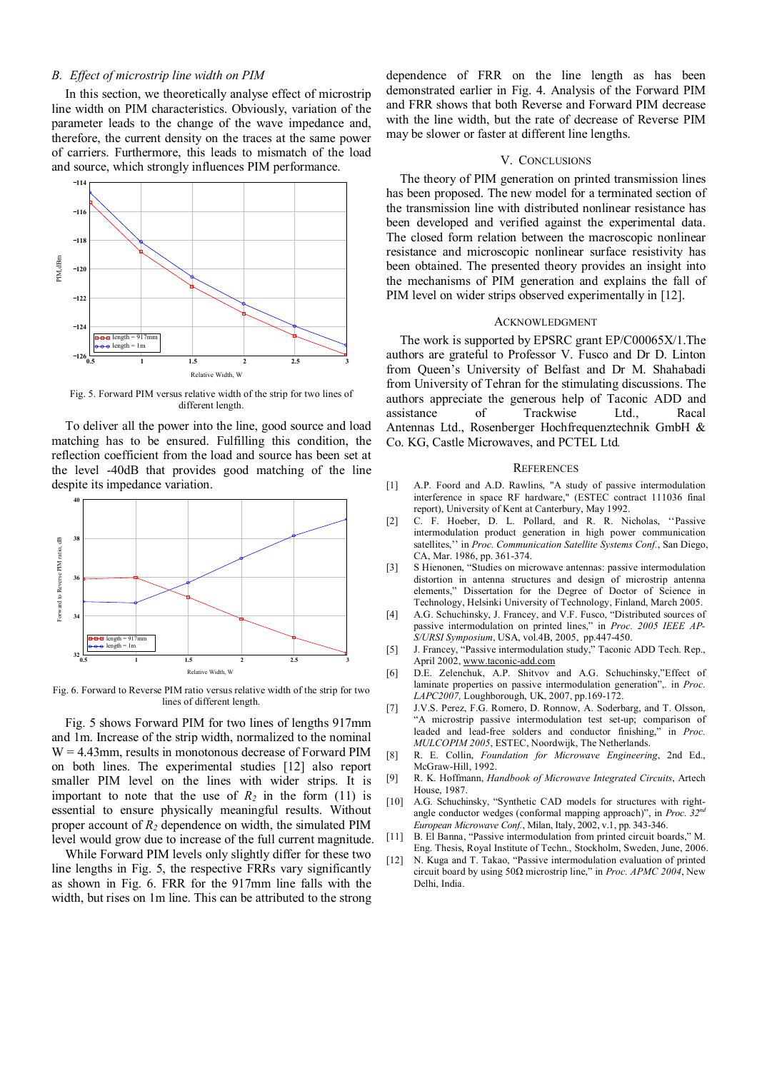### B. *Effect of microstrip line width on PIM*

In this section, we theoretically analyse effect of microstrip line width on PIM characteristics. Obviously, variation of the parameter leads to the change of the wave impedance and, therefore, the current density on the traces at the same power of carriers. Furthermore, this leads to mismatch of the load and source, which strongly influences PIM performance.

−114
−116
−118
−120
−122
−124
−126
PIM, dBm
0.5
1
1.5
2
2.5
3
Relative Width, W
length = 917mm
length = 1m

Fig. 5. Forward PIM versus relative width of the strip for two lines of different length.

To deliver all the power into the line, good source and load matching has to be ensured. Fulfilling this condition, the reflection coefficient from the load and source has been set at the level -40dB that provides good matching of the line despite its impedance variation.

40
38
36
34
32
Forward to Reverse PIM ratio, dB
0.5
1
1.5
2
2.5
3
Relative Width, W
length = 917mm
length = 1m

Fig. 6. Forward to Reverse PIM ratio versus relative width of the strip for two lines of different length.

Fig. 5 shows Forward PIM for two lines of lengths 917mm and 1m. Increase of the strip width, normalized to the nominal W = 4.43mm, results in monotonous decrease of Forward PIM on both lines. The experimental studies [12] also report smaller PIM level on the lines with wider strips. It is important to note that the use of $R_2$ in the form (11) is essential to ensure physically meaningful results. Without proper account of $R_2$ dependence on width, the simulated PIM level would grow due to increase of the full current magnitude.

While Forward PIM levels only slightly differ for these two line lengths in Fig. 5, the respective FRRs vary significantly as shown in Fig. 6. FRR for the 917mm line falls with the width, but rises on 1m line. This can be attributed to the strong dependence of FRR on the line length as has been demonstrated earlier in Fig. 4. Analysis of the Forward PIM and FRR shows that both Reverse and Forward PIM decrease with the line width, but the rate of decrease of Reverse PIM may be slower or faster at different line lengths.

## V. Conclusions

The theory of PIM generation on printed transmission lines has been proposed. The new model for a terminated section of the transmission line with distributed nonlinear resistance has been developed and verified against the experimental data. The closed form relation between the macroscopic nonlinear resistance and microscopic nonlinear surface resistivity has been obtained. The presented theory provides an insight into the mechanisms of PIM generation and explains the fall of PIM level on wider strips observed experimentally in [12].

## Acknowledgment

The work is supported by EPSRC grant EP/C00065X/1.The authors are grateful to Professor V. Fusco and Dr D. Linton from Queen's University of Belfast and Dr M. Shahabadi from University of Tehran for the stimulating discussions. The authors appreciate the generous help of Taconic ADD and assistance of Trackwise Ltd., Racal Antennas Ltd., Rosenberger Hochfrequenztechnik GmbH & Co. KG, Castle Microwaves, and PCTEL Ltd.

## References

[1] A.P. Foord and A.D. Rawlins, "A study of passive intermodulation interference in space RF hardware," (ESTEC contract 111036 final report), University of Kent at Canterbury, May 1992.

[2] C. F. Hoeber, D. L. Pollard, and R. R. Nicholas, ''Passive intermodulation product generation in high power communication satellites,'' in *Proc. Communication Satellite Systems Conf.*, San Diego, CA, Mar. 1986, pp. 361-374.

[3] S Hienonen, "Studies on microwave antennas: passive intermodulation distortion in antenna structures and design of microstrip antenna elements," Dissertation for the Degree of Doctor of Science in Technology, Helsinki University of Technology, Finland, March 2005.

[4] A.G. Schuchinsky, J. Francey, and V.F. Fusco, "Distributed sources of passive intermodulation on printed lines," in *Proc. 2005 IEEE AP-S/URSI Symposium*, USA, vol.4B, 2005, pp.447-450.

[5] J. Francey, "Passive intermodulation study," Taconic ADD Tech. Rep., April 2002, www.taconic-add.com

[6] D.E. Zelenchuk, A.P. Shitvov and A.G. Schuchinsky,"Effect of laminate properties on passive intermodulation generation",. in *Proc. LAPC2007*, Loughborough, UK, 2007, pp.169-172.

[7] J.V.S. Perez, F.G. Romero, D. Ronnow, A. Soderbarg, and T. Olsson, "A microstrip passive intermodulation test set-up; comparison of leaded and lead-free solders and conductor finishing," in *Proc. MULCOPIM 2005*, ESTEC, Noordwijk, The Netherlands.

[8] R. E. Collin, *Foundation for Microwave Engineering*, 2nd Ed., McGraw-Hill, 1992.

[9] R. K. Hoffmann, *Handbook of Microwave Integrated Circuits*, Artech House, 1987.

[10] A.G. Schuchinsky, "Synthetic CAD models for structures with right-angle conductor wedges (conformal mapping approach)", in *Proc. 32nd European Microwave Conf.*, Milan, Italy, 2002, v.1, pp. 343-346.

[11] B. El Banna, "Passive intermodulation from printed circuit boards," M. Eng. Thesis, Royal Institute of Techn., Stockholm, Sweden, June, 2006.

[12] N. Kuga and T. Takao, "Passive intermodulation evaluation of printed circuit board by using 50Ω microstrip line," in *Proc. APMC 2004*, New Delhi, India.